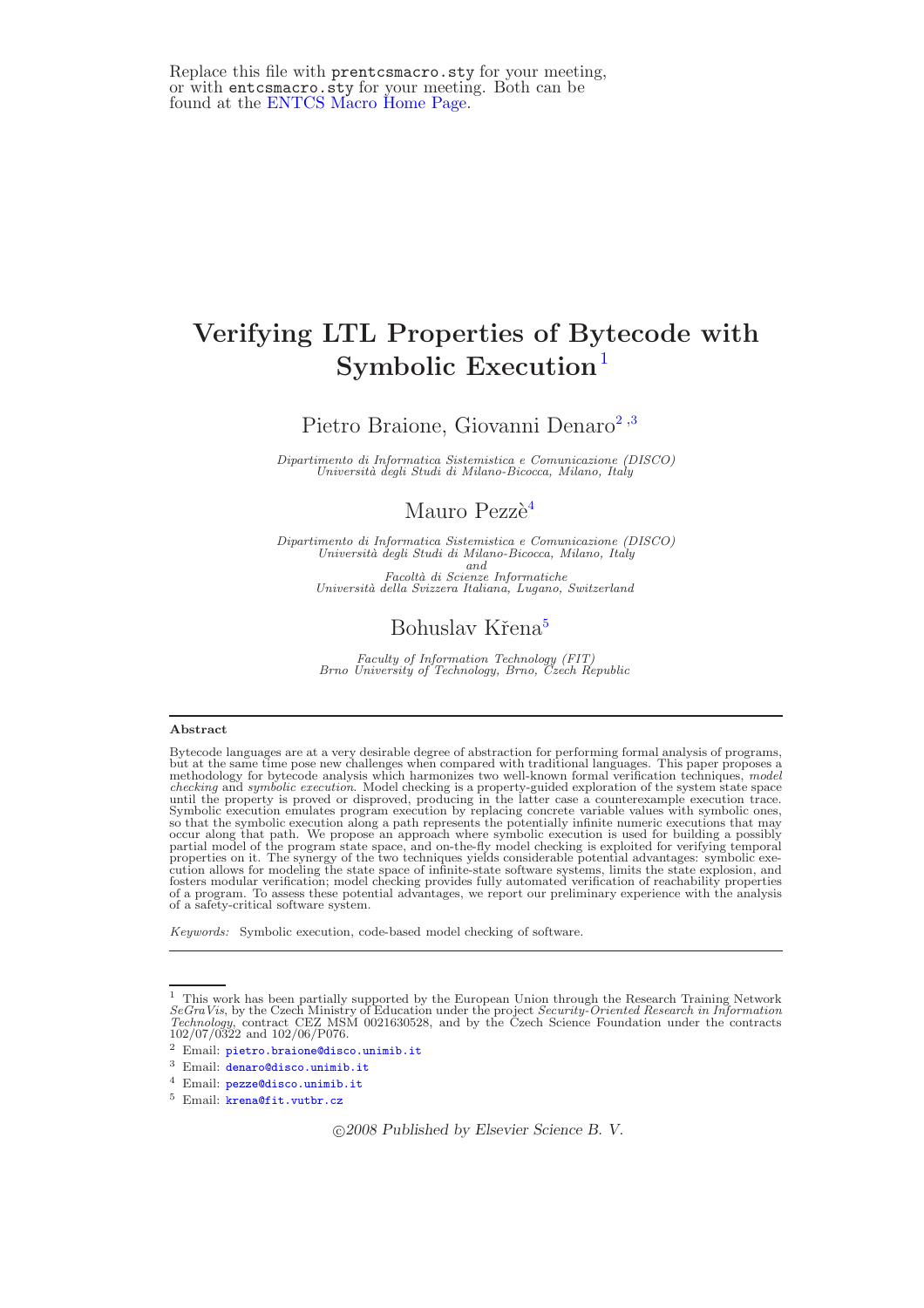Replace this file with prentcsmacro.sty for your meeting, or with entcsmacro.sty for your meeting. Both can be found at the ENTCS Macro Home Page.

# Verifying LTL Properties of Bytecode with Symbolic Execution [1]

Pietro Braione, Giovanni Denaro [2,3]

*Dipartimento di Informatica Sistemistica e Comunicazione (DISCO)*
*Università degli Studi di Milano-Bicocca, Milano, Italy*

Mauro Pezzè [4]

*Dipartimento di Informatica Sistemistica e Comunicazione (DISCO)*
*Università degli Studi di Milano-Bicocca, Milano, Italy*
*and*
*Facoltà di Scienze Informatiche*
*Università della Svizzera Italiana, Lugano, Switzerland*

Bohuslav Křena [5]

*Faculty of Information Technology (FIT)*
*Brno University of Technology, Brno, Czech Republic*

## Abstract

Bytecode languages are at a very desirable degree of abstraction for performing formal analysis of programs, but at the same time pose new challenges when compared with traditional languages. This paper proposes a methodology for bytecode analysis which harmonizes two well-known formal verification techniques, *model checking* and *symbolic execution*. Model checking is a property-guided exploration of the system state space until the property is proved or disproved, producing in the latter case a counterexample execution trace. Symbolic execution emulates program execution by replacing concrete variable values with symbolic ones, so that the symbolic execution along a path represents the potentially infinite numeric executions that may occur along that path. We propose an approach where symbolic execution is used for building a possibly partial model of the program state space, and on-the-fly model checking is exploited for verifying temporal properties on it. The synergy of the two techniques yields considerable potential advantages: symbolic execution allows for modeling the state space of infinite-state software systems, limits the state explosion, and fosters modular verification; model checking provides fully automated verification of reachability properties of a program. To assess these potential advantages, we report our preliminary experience with the analysis of a safety-critical software system.

*Keywords:* Symbolic execution, code-based model checking of software.

---

[1] This work has been partially supported by the European Union through the Research Training Network *SeGraVis*, by the Czech Ministry of Education under the project *Security-Oriented Research in Information Technology*, contract CEZ MSM 0021630528, and by the Czech Science Foundation under the contracts 102/07/0322 and 102/06/P076.

[2] Email: pietro.braione@disco.unimib.it

[3] Email: denaro@disco.unimib.it

[4] Email: pezze@disco.unimib.it

[5] Email: krena@fit.vutbr.cz

©2008 Published by Elsevier Science B. V.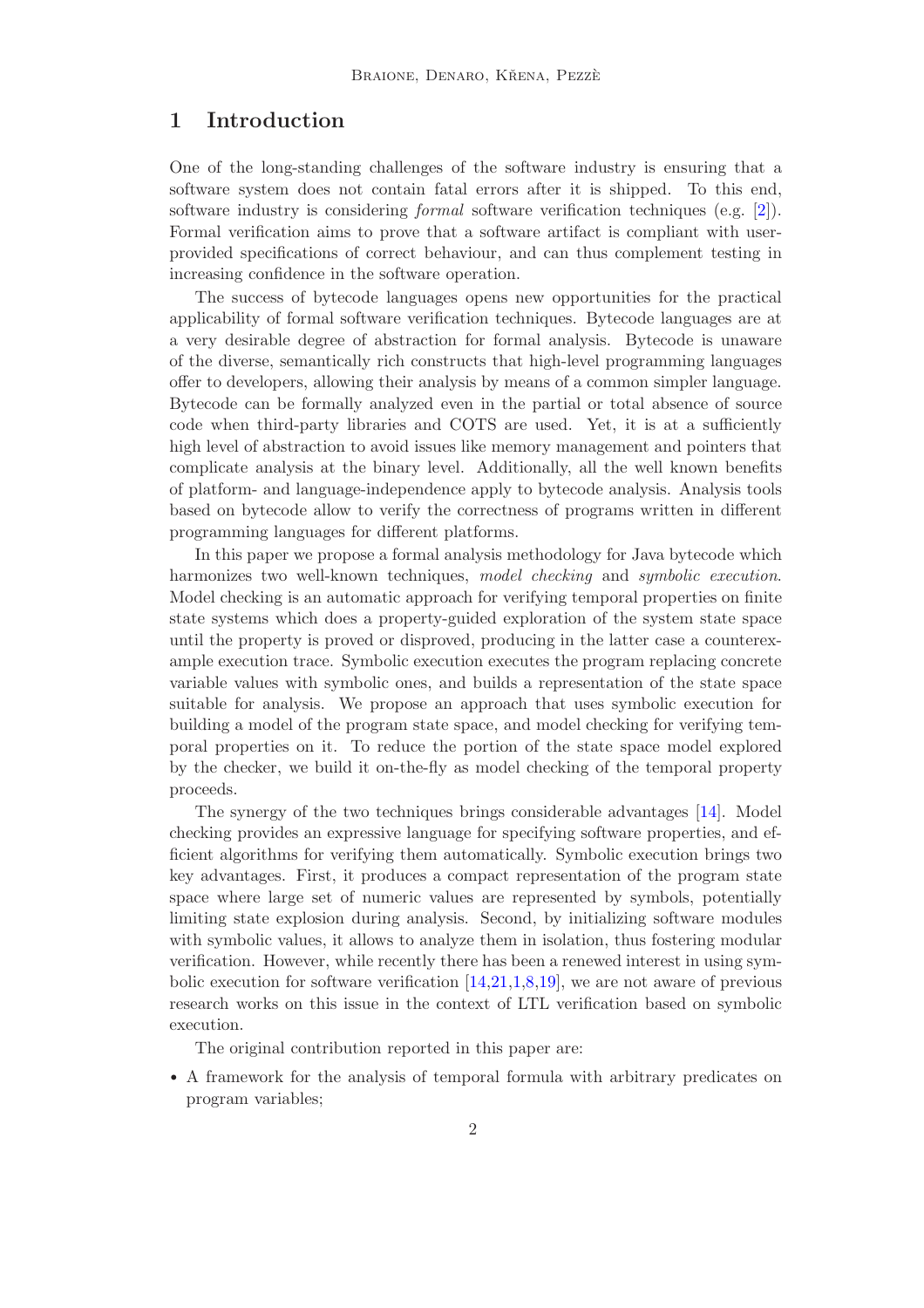# 1 Introduction

One of the long-standing challenges of the software industry is ensuring that a software system does not contain fatal errors after it is shipped. To this end, software industry is considering *formal* software verification techniques (e.g. [2]). Formal verification aims to prove that a software artifact is compliant with user-provided specifications of correct behaviour, and can thus complement testing in increasing confidence in the software operation.

The success of bytecode languages opens new opportunities for the practical applicability of formal software verification techniques. Bytecode languages are at a very desirable degree of abstraction for formal analysis. Bytecode is unaware of the diverse, semantically rich constructs that high-level programming languages offer to developers, allowing their analysis by means of a common simpler language. Bytecode can be formally analyzed even in the partial or total absence of source code when third-party libraries and COTS are used. Yet, it is at a sufficiently high level of abstraction to avoid issues like memory management and pointers that complicate analysis at the binary level. Additionally, all the well known benefits of platform- and language-independence apply to bytecode analysis. Analysis tools based on bytecode allow to verify the correctness of programs written in different programming languages for different platforms.

In this paper we propose a formal analysis methodology for Java bytecode which harmonizes two well-known techniques, *model checking* and *symbolic execution*. Model checking is an automatic approach for verifying temporal properties on finite state systems which does a property-guided exploration of the system state space until the property is proved or disproved, producing in the latter case a counterexample execution trace. Symbolic execution executes the program replacing concrete variable values with symbolic ones, and builds a representation of the state space suitable for analysis. We propose an approach that uses symbolic execution for building a model of the program state space, and model checking for verifying temporal properties on it. To reduce the portion of the state space model explored by the checker, we build it on-the-fly as model checking of the temporal property proceeds.

The synergy of the two techniques brings considerable advantages [14]. Model checking provides an expressive language for specifying software properties, and efficient algorithms for verifying them automatically. Symbolic execution brings two key advantages. First, it produces a compact representation of the program state space where large set of numeric values are represented by symbols, potentially limiting state explosion during analysis. Second, by initializing software modules with symbolic values, it allows to analyze them in isolation, thus fostering modular verification. However, while recently there has been a renewed interest in using symbolic execution for software verification [14,21,1,8,19], we are not aware of previous research works on this issue in the context of LTL verification based on symbolic execution.

The original contribution reported in this paper are:

- A framework for the analysis of temporal formula with arbitrary predicates on program variables;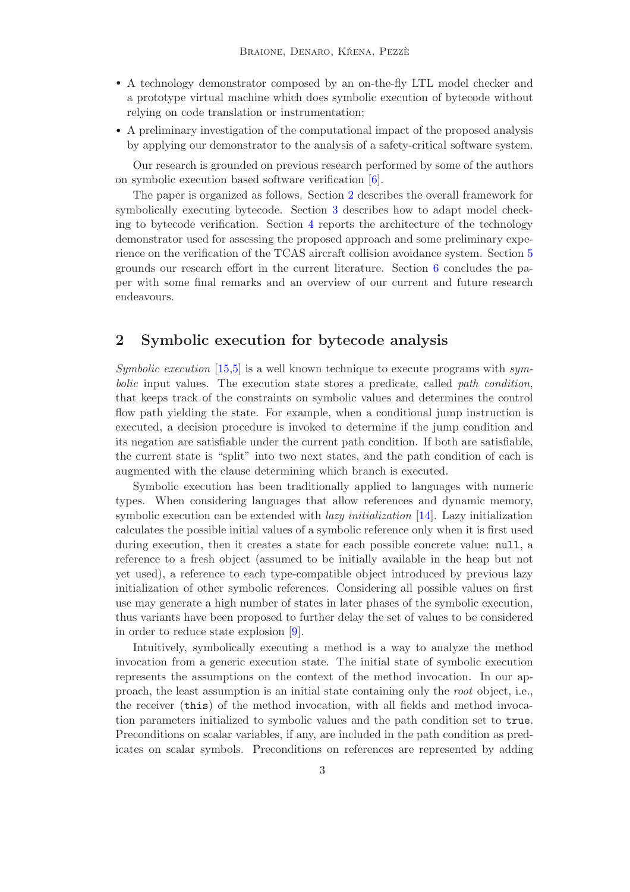- A technology demonstrator composed by an on-the-fly LTL model checker and a prototype virtual machine which does symbolic execution of bytecode without relying on code translation or instrumentation;
- A preliminary investigation of the computational impact of the proposed analysis by applying our demonstrator to the analysis of a safety-critical software system.

Our research is grounded on previous research performed by some of the authors on symbolic execution based software verification [6].

The paper is organized as follows. Section 2 describes the overall framework for symbolically executing bytecode. Section 3 describes how to adapt model checking to bytecode verification. Section 4 reports the architecture of the technology demonstrator used for assessing the proposed approach and some preliminary experience on the verification of the TCAS aircraft collision avoidance system. Section 5 grounds our research effort in the current literature. Section 6 concludes the paper with some final remarks and an overview of our current and future research endeavours.

## 2 Symbolic execution for bytecode analysis

*Symbolic execution* [15,5] is a well known technique to execute programs with *symbolic* input values. The execution state stores a predicate, called *path condition*, that keeps track of the constraints on symbolic values and determines the control flow path yielding the state. For example, when a conditional jump instruction is executed, a decision procedure is invoked to determine if the jump condition and its negation are satisfiable under the current path condition. If both are satisfiable, the current state is "split" into two next states, and the path condition of each is augmented with the clause determining which branch is executed.

Symbolic execution has been traditionally applied to languages with numeric types. When considering languages that allow references and dynamic memory, symbolic execution can be extended with *lazy initialization* [14]. Lazy initialization calculates the possible initial values of a symbolic reference only when it is first used during execution, then it creates a state for each possible concrete value: `null`, a reference to a fresh object (assumed to be initially available in the heap but not yet used), a reference to each type-compatible object introduced by previous lazy initialization of other symbolic references. Considering all possible values on first use may generate a high number of states in later phases of the symbolic execution, thus variants have been proposed to further delay the set of values to be considered in order to reduce state explosion [9].

Intuitively, symbolically executing a method is a way to analyze the method invocation from a generic execution state. The initial state of symbolic execution represents the assumptions on the context of the method invocation. In our approach, the least assumption is an initial state containing only the *root* object, i.e., the receiver (`this`) of the method invocation, with all fields and method invocation parameters initialized to symbolic values and the path condition set to `true`. Preconditions on scalar variables, if any, are included in the path condition as predicates on scalar symbols. Preconditions on references are represented by adding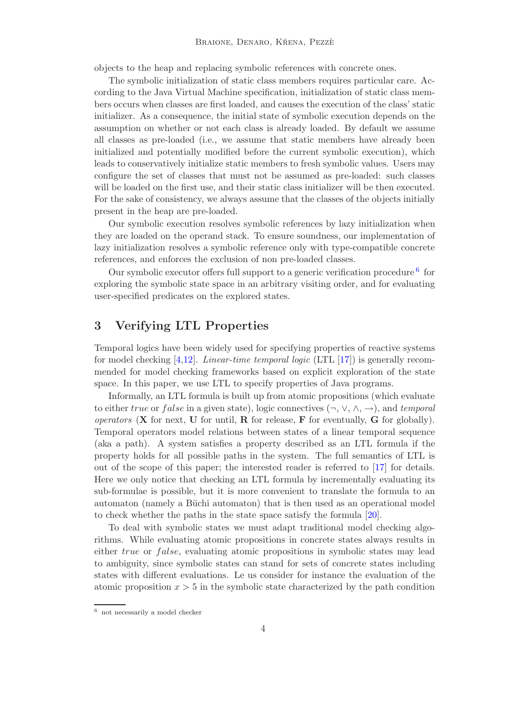objects to the heap and replacing symbolic references with concrete ones.

The symbolic initialization of static class members requires particular care. According to the Java Virtual Machine specification, initialization of static class members occurs when classes are first loaded, and causes the execution of the class' static initializer. As a consequence, the initial state of symbolic execution depends on the assumption on whether or not each class is already loaded. By default we assume all classes as pre-loaded (i.e., we assume that static members have already been initialized and potentially modified before the current symbolic execution), which leads to conservatively initialize static members to fresh symbolic values. Users may configure the set of classes that must not be assumed as pre-loaded: such classes will be loaded on the first use, and their static class initializer will be then executed. For the sake of consistency, we always assume that the classes of the objects initially present in the heap are pre-loaded.

Our symbolic execution resolves symbolic references by lazy initialization when they are loaded on the operand stack. To ensure soundness, our implementation of lazy initialization resolves a symbolic reference only with type-compatible concrete references, and enforces the exclusion of non pre-loaded classes.

Our symbolic executor offers full support to a generic verification procedure [6] for exploring the symbolic state space in an arbitrary visiting order, and for evaluating user-specified predicates on the explored states.

## 3 Verifying LTL Properties

Temporal logics have been widely used for specifying properties of reactive systems for model checking [4,12]. *Linear-time temporal logic* (LTL [17]) is generally recommended for model checking frameworks based on explicit exploration of the state space. In this paper, we use LTL to specify properties of Java programs.

Informally, an LTL formula is built up from atomic propositions (which evaluate to either $true$ or $false$ in a given state), logic connectives ($\neg, \vee, \wedge, \rightarrow$), and *temporal operators* (**X** for next, **U** for until, **R** for release, **F** for eventually, **G** for globally). Temporal operators model relations between states of a linear temporal sequence (aka a path). A system satisfies a property described as an LTL formula if the property holds for all possible paths in the system. The full semantics of LTL is out of the scope of this paper; the interested reader is referred to [17] for details. Here we only notice that checking an LTL formula by incrementally evaluating its sub-formulae is possible, but it is more convenient to translate the formula to an automaton (namely a Büchi automaton) that is then used as an operational model to check whether the paths in the state space satisfy the formula [20].

To deal with symbolic states we must adapt traditional model checking algorithms. While evaluating atomic propositions in concrete states always results in either $true$ or $false$, evaluating atomic propositions in symbolic states may lead to ambiguity, since symbolic states can stand for sets of concrete states including states with different evaluations. Le us consider for instance the evaluation of the atomic proposition $x > 5$ in the symbolic state characterized by the path condition

[6] not necessarily a model checker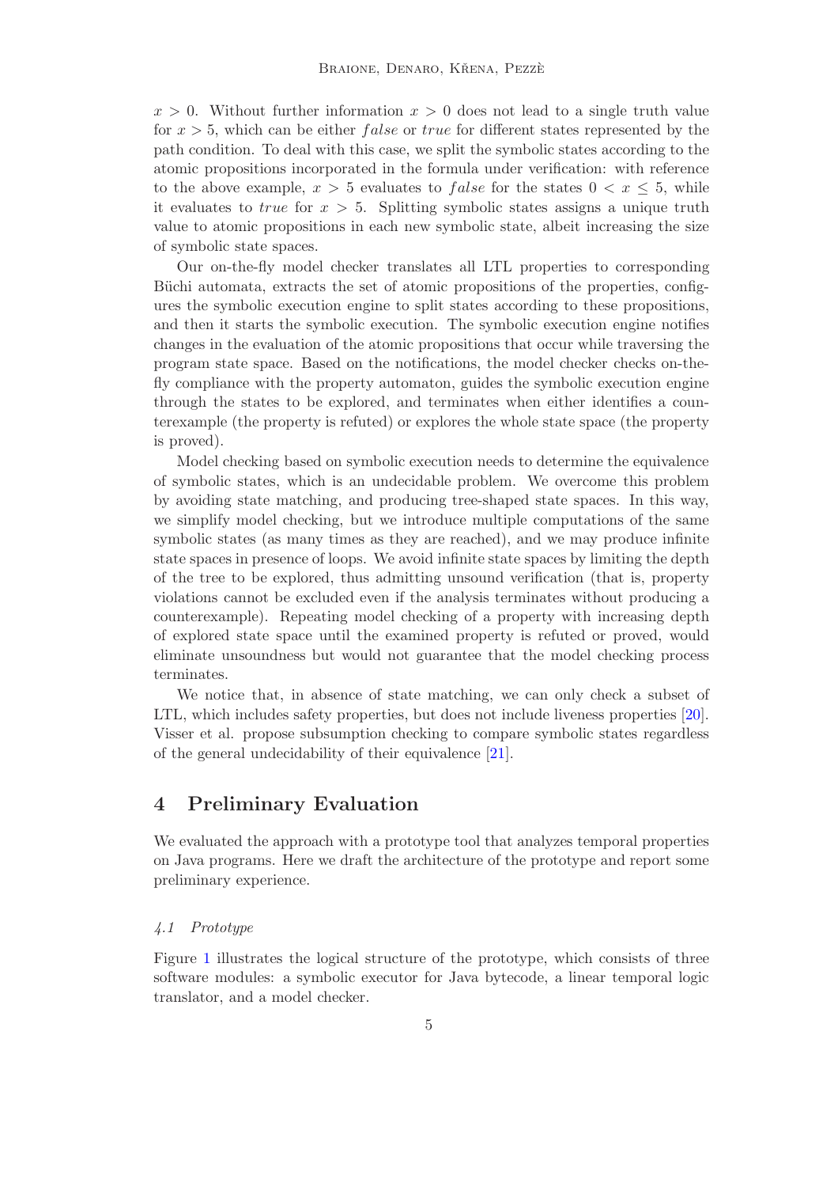$x > 0$. Without further information $x > 0$ does not lead to a single truth value for $x > 5$, which can be either $false$ or $true$ for different states represented by the path condition. To deal with this case, we split the symbolic states according to the atomic propositions incorporated in the formula under verification: with reference to the above example, $x > 5$ evaluates to $false$ for the states $0 < x \leq 5$, while it evaluates to $true$ for $x > 5$. Splitting symbolic states assigns a unique truth value to atomic propositions in each new symbolic state, albeit increasing the size of symbolic state spaces.

Our on-the-fly model checker translates all LTL properties to corresponding Büchi automata, extracts the set of atomic propositions of the properties, configures the symbolic execution engine to split states according to these propositions, and then it starts the symbolic execution. The symbolic execution engine notifies changes in the evaluation of the atomic propositions that occur while traversing the program state space. Based on the notifications, the model checker checks on-the-fly compliance with the property automaton, guides the symbolic execution engine through the states to be explored, and terminates when either identifies a counterexample (the property is refuted) or explores the whole state space (the property is proved).

Model checking based on symbolic execution needs to determine the equivalence of symbolic states, which is an undecidable problem. We overcome this problem by avoiding state matching, and producing tree-shaped state spaces. In this way, we simplify model checking, but we introduce multiple computations of the same symbolic states (as many times as they are reached), and we may produce infinite state spaces in presence of loops. We avoid infinite state spaces by limiting the depth of the tree to be explored, thus admitting unsound verification (that is, property violations cannot be excluded even if the analysis terminates without producing a counterexample). Repeating model checking of a property with increasing depth of explored state space until the examined property is refuted or proved, would eliminate unsoundness but would not guarantee that the model checking process terminates.

We notice that, in absence of state matching, we can only check a subset of LTL, which includes safety properties, but does not include liveness properties [20]. Visser et al. propose subsumption checking to compare symbolic states regardless of the general undecidability of their equivalence [21].

## 4 Preliminary Evaluation

We evaluated the approach with a prototype tool that analyzes temporal properties on Java programs. Here we draft the architecture of the prototype and report some preliminary experience.

### *4.1 Prototype*

Figure 1 illustrates the logical structure of the prototype, which consists of three software modules: a symbolic executor for Java bytecode, a linear temporal logic translator, and a model checker.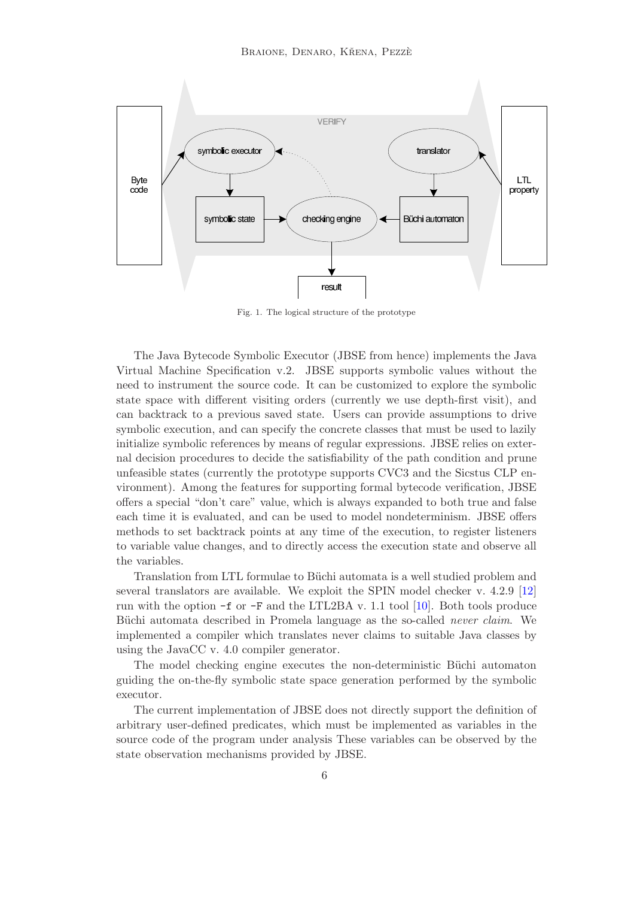Fig. 1. The logical structure of the prototype

The Java Bytecode Symbolic Executor (JBSE from hence) implements the Java Virtual Machine Specification v.2. JBSE supports symbolic values without the need to instrument the source code. It can be customized to explore the symbolic state space with different visiting orders (currently we use depth-first visit), and can backtrack to a previous saved state. Users can provide assumptions to drive symbolic execution, and can specify the concrete classes that must be used to lazily initialize symbolic references by means of regular expressions. JBSE relies on external decision procedures to decide the satisfiability of the path condition and prune unfeasible states (currently the prototype supports CVC3 and the Sicstus CLP environment). Among the features for supporting formal bytecode verification, JBSE offers a special "don't care" value, which is always expanded to both true and false each time it is evaluated, and can be used to model nondeterminism. JBSE offers methods to set backtrack points at any time of the execution, to register listeners to variable value changes, and to directly access the execution state and observe all the variables.

Translation from LTL formulae to Büchi automata is a well studied problem and several translators are available. We exploit the SPIN model checker v. 4.2.9 [12] run with the option `-f` or `-F` and the LTL2BA v. 1.1 tool [10]. Both tools produce Büchi automata described in Promela language as the so-called *never claim*. We implemented a compiler which translates never claims to suitable Java classes by using the JavaCC v. 4.0 compiler generator.

The model checking engine executes the non-deterministic Büchi automaton guiding the on-the-fly symbolic state space generation performed by the symbolic executor.

The current implementation of JBSE does not directly support the definition of arbitrary user-defined predicates, which must be implemented as variables in the source code of the program under analysis These variables can be observed by the state observation mechanisms provided by JBSE.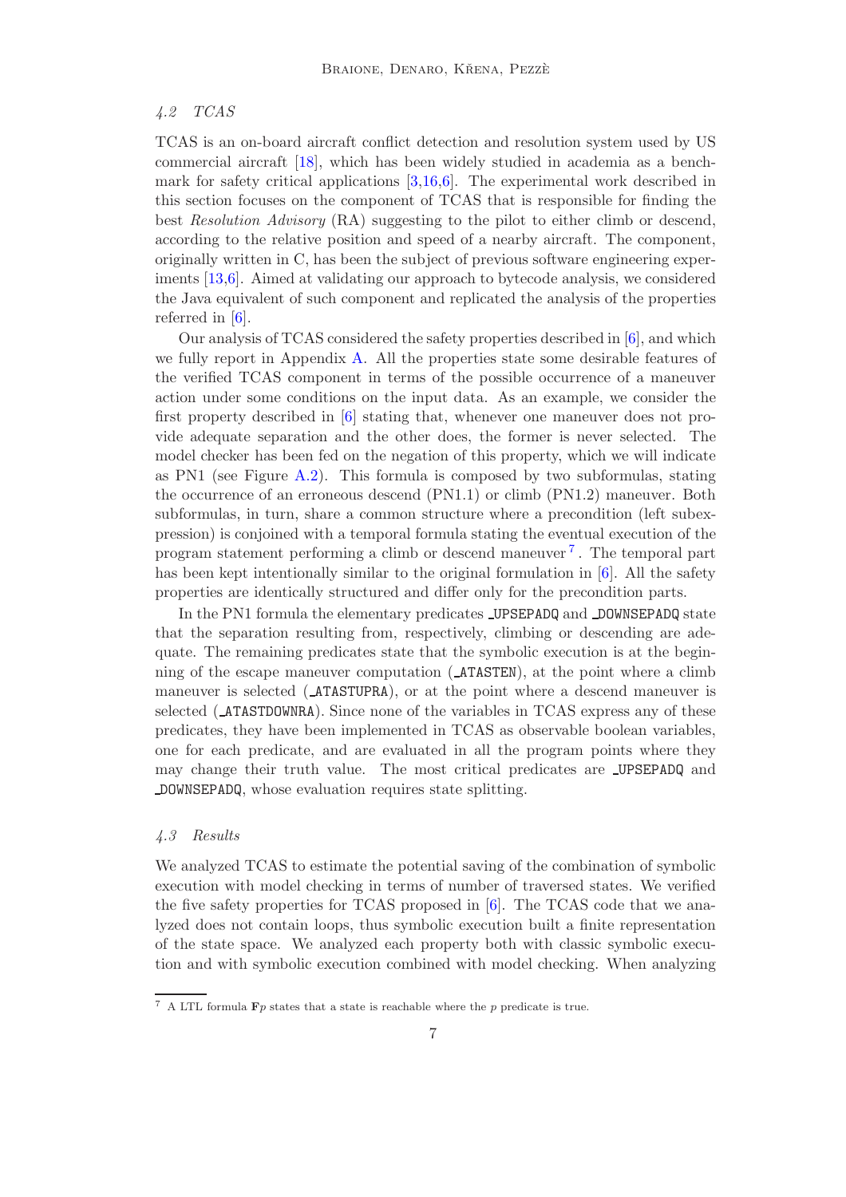### 4.2 TCAS

TCAS is an on-board aircraft conflict detection and resolution system used by US commercial aircraft [18], which has been widely studied in academia as a benchmark for safety critical applications [3,16,6]. The experimental work described in this section focuses on the component of TCAS that is responsible for finding the best *Resolution Advisory* (RA) suggesting to the pilot to either climb or descend, according to the relative position and speed of a nearby aircraft. The component, originally written in C, has been the subject of previous software engineering experiments [13,6]. Aimed at validating our approach to bytecode analysis, we considered the Java equivalent of such component and replicated the analysis of the properties referred in [6].

Our analysis of TCAS considered the safety properties described in [6], and which we fully report in Appendix A. All the properties state some desirable features of the verified TCAS component in terms of the possible occurrence of a maneuver action under some conditions on the input data. As an example, we consider the first property described in [6] stating that, whenever one maneuver does not provide adequate separation and the other does, the former is never selected. The model checker has been fed on the negation of this property, which we will indicate as PN1 (see Figure A.2). This formula is composed by two subformulas, stating the occurrence of an erroneous descend (PN1.1) or climb (PN1.2) maneuver. Both subformulas, in turn, share a common structure where a precondition (left subexpression) is conjoined with a temporal formula stating the eventual execution of the program statement performing a climb or descend maneuver [7]. The temporal part has been kept intentionally similar to the original formulation in [6]. All the safety properties are identically structured and differ only for the precondition parts.

In the PN1 formula the elementary predicates `_UPSEPADQ` and `_DOWNSEPADQ` state that the separation resulting from, respectively, climbing or descending are adequate. The remaining predicates state that the symbolic execution is at the beginning of the escape maneuver computation (`_ATASTEN`), at the point where a climb maneuver is selected (`_ATASTUPRA`), or at the point where a descend maneuver is selected (`_ATASTDOWNRA`). Since none of the variables in TCAS express any of these predicates, they have been implemented in TCAS as observable boolean variables, one for each predicate, and are evaluated in all the program points where they may change their truth value. The most critical predicates are `_UPSEPADQ` and `_DOWNSEPADQ`, whose evaluation requires state splitting.

### 4.3 Results

We analyzed TCAS to estimate the potential saving of the combination of symbolic execution with model checking in terms of number of traversed states. We verified the five safety properties for TCAS proposed in [6]. The TCAS code that we analyzed does not contain loops, thus symbolic execution built a finite representation of the state space. We analyzed each property both with classic symbolic execution and with symbolic execution combined with model checking. When analyzing

[7] A LTL formula $\mathbf{F}p$ states that a state is reachable where the $p$ predicate is true.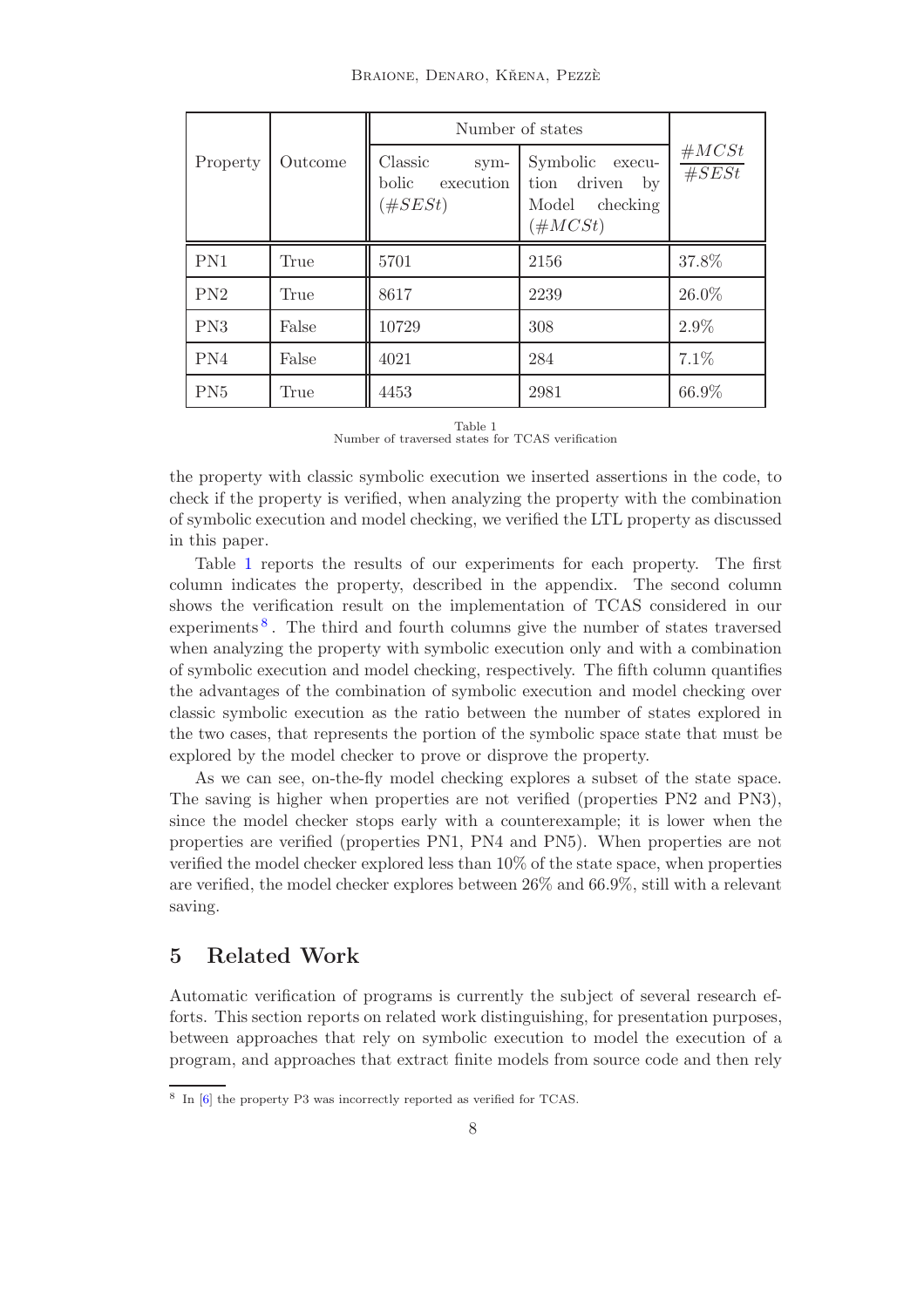| Property | Outcome | Number of states | | $\frac{\#MCSt}{\#SESt}$ |
|---|---|---|---|---|
| | | Classic symbolic execution ($\#SESt$) | Symbolic execution driven by Model checking ($\#MCSt$) | |
| PN1 | True | 5701 | 2156 | 37.8% |
| PN2 | True | 8617 | 2239 | 26.0% |
| PN3 | False | 10729 | 308 | 2.9% |
| PN4 | False | 4021 | 284 | 7.1% |
| PN5 | True | 4453 | 2981 | 66.9% |

Table 1
Number of traversed states for TCAS verification

the property with classic symbolic execution we inserted assertions in the code, to check if the property is verified, when analyzing the property with the combination of symbolic execution and model checking, we verified the LTL property as discussed in this paper.

Table 1 reports the results of our experiments for each property. The first column indicates the property, described in the appendix. The second column shows the verification result on the implementation of TCAS considered in our experiments [8]. The third and fourth columns give the number of states traversed when analyzing the property with symbolic execution only and with a combination of symbolic execution and model checking, respectively. The fifth column quantifies the advantages of the combination of symbolic execution and model checking over classic symbolic execution as the ratio between the number of states explored in the two cases, that represents the portion of the symbolic space state that must be explored by the model checker to prove or disprove the property.

As we can see, on-the-fly model checking explores a subset of the state space. The saving is higher when properties are not verified (properties PN2 and PN3), since the model checker stops early with a counterexample; it is lower when the properties are verified (properties PN1, PN4 and PN5). When properties are not verified the model checker explored less than 10% of the state space, when properties are verified, the model checker explores between 26% and 66.9%, still with a relevant saving.

## 5 Related Work

Automatic verification of programs is currently the subject of several research efforts. This section reports on related work distinguishing, for presentation purposes, between approaches that rely on symbolic execution to model the execution of a program, and approaches that extract finite models from source code and then rely

[8] In [6] the property P3 was incorrectly reported as verified for TCAS.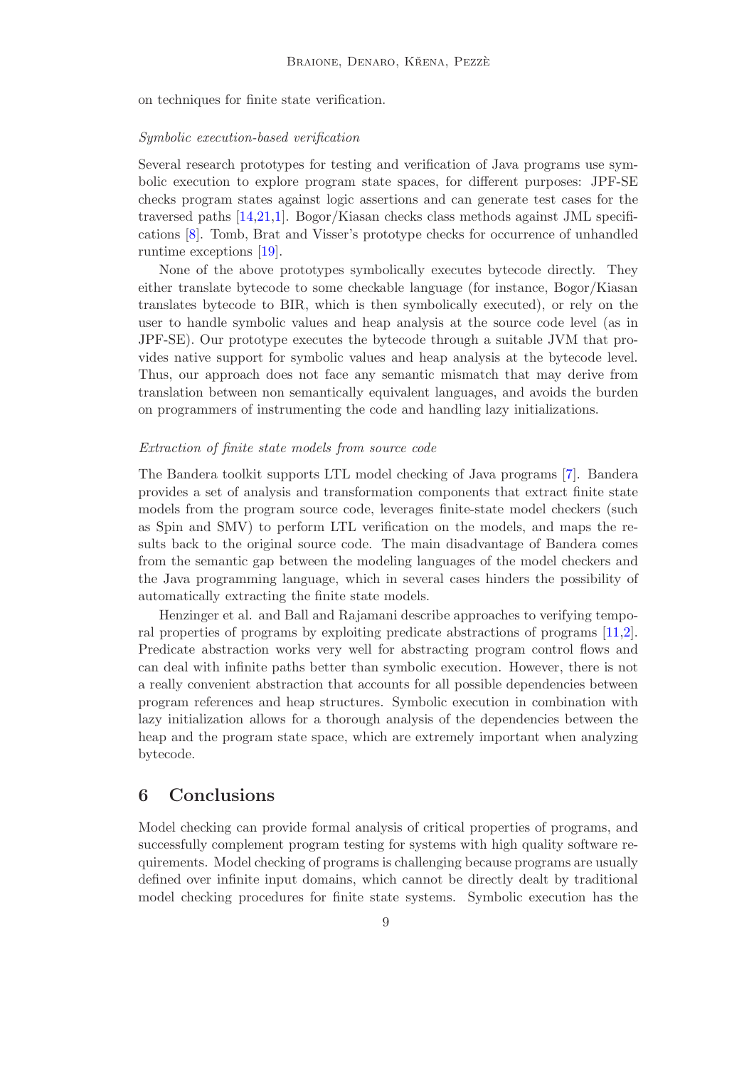on techniques for finite state verification.

*Symbolic execution-based verification*

Several research prototypes for testing and verification of Java programs use symbolic execution to explore program state spaces, for different purposes: JPF-SE checks program states against logic assertions and can generate test cases for the traversed paths [14,21,1]. Bogor/Kiasan checks class methods against JML specifications [8]. Tomb, Brat and Visser's prototype checks for occurrence of unhandled runtime exceptions [19].

None of the above prototypes symbolically executes bytecode directly. They either translate bytecode to some checkable language (for instance, Bogor/Kiasan translates bytecode to BIR, which is then symbolically executed), or rely on the user to handle symbolic values and heap analysis at the source code level (as in JPF-SE). Our prototype executes the bytecode through a suitable JVM that provides native support for symbolic values and heap analysis at the bytecode level. Thus, our approach does not face any semantic mismatch that may derive from translation between non semantically equivalent languages, and avoids the burden on programmers of instrumenting the code and handling lazy initializations.

*Extraction of finite state models from source code*

The Bandera toolkit supports LTL model checking of Java programs [7]. Bandera provides a set of analysis and transformation components that extract finite state models from the program source code, leverages finite-state model checkers (such as Spin and SMV) to perform LTL verification on the models, and maps the results back to the original source code. The main disadvantage of Bandera comes from the semantic gap between the modeling languages of the model checkers and the Java programming language, which in several cases hinders the possibility of automatically extracting the finite state models.

Henzinger et al. and Ball and Rajamani describe approaches to verifying temporal properties of programs by exploiting predicate abstractions of programs [11,2]. Predicate abstraction works very well for abstracting program control flows and can deal with infinite paths better than symbolic execution. However, there is not a really convenient abstraction that accounts for all possible dependencies between program references and heap structures. Symbolic execution in combination with lazy initialization allows for a thorough analysis of the dependencies between the heap and the program state space, which are extremely important when analyzing bytecode.

## 6 Conclusions

Model checking can provide formal analysis of critical properties of programs, and successfully complement program testing for systems with high quality software requirements. Model checking of programs is challenging because programs are usually defined over infinite input domains, which cannot be directly dealt by traditional model checking procedures for finite state systems. Symbolic execution has the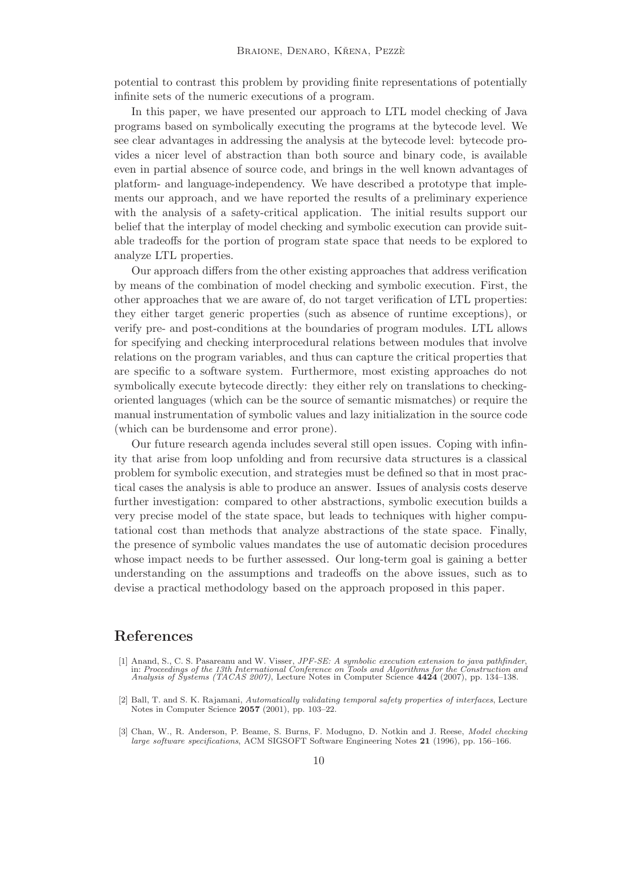potential to contrast this problem by providing finite representations of potentially infinite sets of the numeric executions of a program.

In this paper, we have presented our approach to LTL model checking of Java programs based on symbolically executing the programs at the bytecode level. We see clear advantages in addressing the analysis at the bytecode level: bytecode provides a nicer level of abstraction than both source and binary code, is available even in partial absence of source code, and brings in the well known advantages of platform- and language-independency. We have described a prototype that implements our approach, and we have reported the results of a preliminary experience with the analysis of a safety-critical application. The initial results support our belief that the interplay of model checking and symbolic execution can provide suitable tradeoffs for the portion of program state space that needs to be explored to analyze LTL properties.

Our approach differs from the other existing approaches that address verification by means of the combination of model checking and symbolic execution. First, the other approaches that we are aware of, do not target verification of LTL properties: they either target generic properties (such as absence of runtime exceptions), or verify pre- and post-conditions at the boundaries of program modules. LTL allows for specifying and checking interprocedural relations between modules that involve relations on the program variables, and thus can capture the critical properties that are specific to a software system. Furthermore, most existing approaches do not symbolically execute bytecode directly: they either rely on translations to checking-oriented languages (which can be the source of semantic mismatches) or require the manual instrumentation of symbolic values and lazy initialization in the source code (which can be burdensome and error prone).

Our future research agenda includes several still open issues. Coping with infinity that arise from loop unfolding and from recursive data structures is a classical problem for symbolic execution, and strategies must be defined so that in most practical cases the analysis is able to produce an answer. Issues of analysis costs deserve further investigation: compared to other abstractions, symbolic execution builds a very precise model of the state space, but leads to techniques with higher computational cost than methods that analyze abstractions of the state space. Finally, the presence of symbolic values mandates the use of automatic decision procedures whose impact needs to be further assessed. Our long-term goal is gaining a better understanding on the assumptions and tradeoffs on the above issues, such as to devise a practical methodology based on the approach proposed in this paper.

## References

[1] Anand, S., C. S. Pasareanu and W. Visser, *JPF-SE: A symbolic execution extension to java pathfinder*, in: *Proceedings of the 13th International Conference on Tools and Algorithms for the Construction and Analysis of Systems (TACAS 2007)*, Lecture Notes in Computer Science **4424** (2007), pp. 134–138.

[2] Ball, T. and S. K. Rajamani, *Automatically validating temporal safety properties of interfaces*, Lecture Notes in Computer Science **2057** (2001), pp. 103–22.

[3] Chan, W., R. Anderson, P. Beame, S. Burns, F. Modugno, D. Notkin and J. Reese, *Model checking large software specifications*, ACM SIGSOFT Software Engineering Notes **21** (1996), pp. 156–166.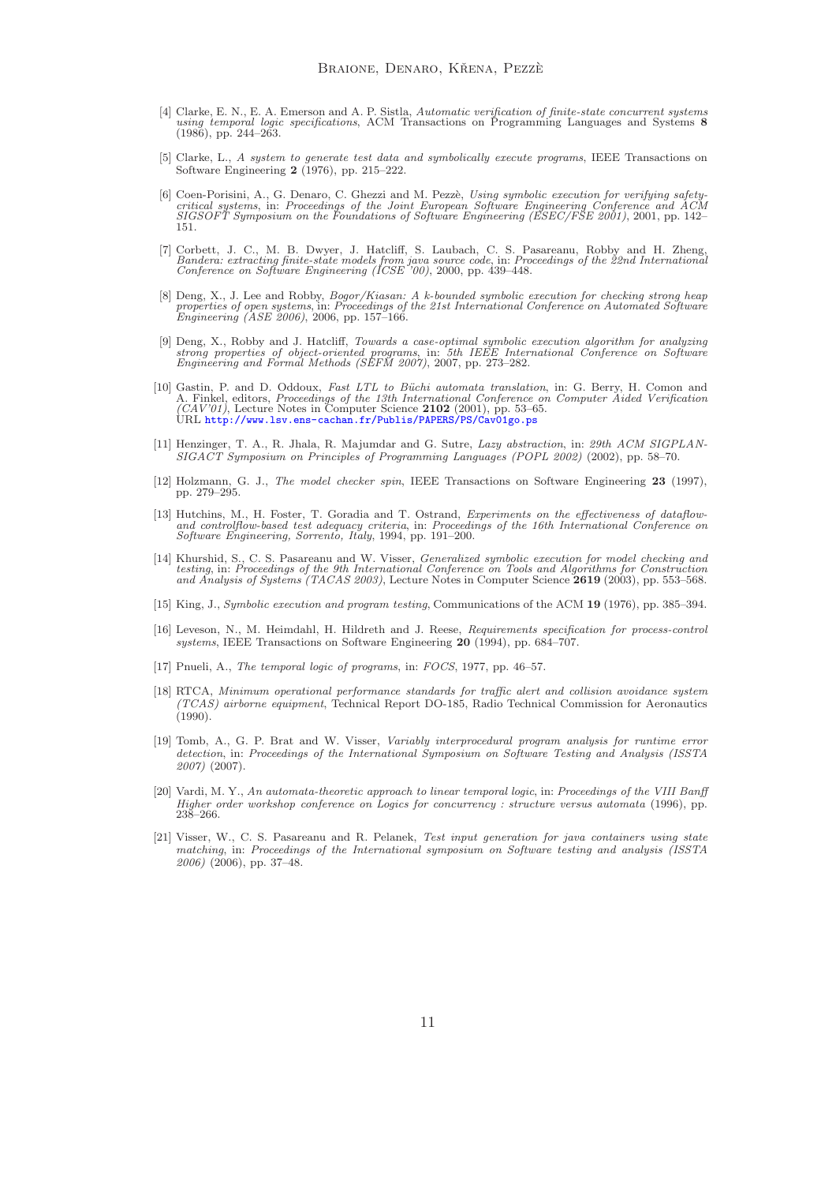[4] Clarke, E. N., E. A. Emerson and A. P. Sistla, *Automatic verification of finite-state concurrent systems using temporal logic specifications*, ACM Transactions on Programming Languages and Systems **8** (1986), pp. 244–263.

[5] Clarke, L., *A system to generate test data and symbolically execute programs*, IEEE Transactions on Software Engineering **2** (1976), pp. 215–222.

[6] Coen-Porisini, A., G. Denaro, C. Ghezzi and M. Pezzè, *Using symbolic execution for verifying safety-critical systems*, in: *Proceedings of the Joint European Software Engineering Conference and ACM SIGSOFT Symposium on the Foundations of Software Engineering (ESEC/FSE 2001)*, 2001, pp. 142–151.

[7] Corbett, J. C., M. B. Dwyer, J. Hatcliff, S. Laubach, C. S. Pasareanu, Robby and H. Zheng, *Bandera: extracting finite-state models from java source code*, in: *Proceedings of the 22nd International Conference on Software Engineering (ICSE '00)*, 2000, pp. 439–448.

[8] Deng, X., J. Lee and Robby, *Bogor/Kiasan: A k-bounded symbolic execution for checking strong heap properties of open systems*, in: *Proceedings of the 21st International Conference on Automated Software Engineering (ASE 2006)*, 2006, pp. 157–166.

[9] Deng, X., Robby and J. Hatcliff, *Towards a case-optimal symbolic execution algorithm for analyzing strong properties of object-oriented programs*, in: *5th IEEE International Conference on Software Engineering and Formal Methods (SEFM 2007)*, 2007, pp. 273–282.

[10] Gastin, P. and D. Oddoux, *Fast LTL to Büchi automata translation*, in: G. Berry, H. Comon and A. Finkel, editors, *Proceedings of the 13th International Conference on Computer Aided Verification (CAV'01)*, Lecture Notes in Computer Science **2102** (2001), pp. 53–65.
URL http://www.lsv.ens-cachan.fr/Publis/PAPERS/PS/Cav01go.ps

[11] Henzinger, T. A., R. Jhala, R. Majumdar and G. Sutre, *Lazy abstraction*, in: *29th ACM SIGPLAN-SIGACT Symposium on Principles of Programming Languages (POPL 2002)* (2002), pp. 58–70.

[12] Holzmann, G. J., *The model checker spin*, IEEE Transactions on Software Engineering **23** (1997), pp. 279–295.

[13] Hutchins, M., H. Foster, T. Goradia and T. Ostrand, *Experiments on the effectiveness of dataflow- and controlflow-based test adequacy criteria*, in: *Proceedings of the 16th International Conference on Software Engineering, Sorrento, Italy*, 1994, pp. 191–200.

[14] Khurshid, S., C. S. Pasareanu and W. Visser, *Generalized symbolic execution for model checking and testing*, in: *Proceedings of the 9th International Conference on Tools and Algorithms for Construction and Analysis of Systems (TACAS 2003)*, Lecture Notes in Computer Science **2619** (2003), pp. 553–568.

[15] King, J., *Symbolic execution and program testing*, Communications of the ACM **19** (1976), pp. 385–394.

[16] Leveson, N., M. Heimdahl, H. Hildreth and J. Reese, *Requirements specification for process-control systems*, IEEE Transactions on Software Engineering **20** (1994), pp. 684–707.

[17] Pnueli, A., *The temporal logic of programs*, in: *FOCS*, 1977, pp. 46–57.

[18] RTCA, *Minimum operational performance standards for traffic alert and collision avoidance system (TCAS) airborne equipment*, Technical Report DO-185, Radio Technical Commission for Aeronautics (1990).

[19] Tomb, A., G. P. Brat and W. Visser, *Variably interprocedural program analysis for runtime error detection*, in: *Proceedings of the International Symposium on Software Testing and Analysis (ISSTA 2007)* (2007).

[20] Vardi, M. Y., *An automata-theoretic approach to linear temporal logic*, in: *Proceedings of the VIII Banff Higher order workshop conference on Logics for concurrency : structure versus automata* (1996), pp. 238–266.

[21] Visser, W., C. S. Pasareanu and R. Pelanek, *Test input generation for java containers using state matching*, in: *Proceedings of the International symposium on Software testing and analysis (ISSTA 2006)* (2006), pp. 37–48.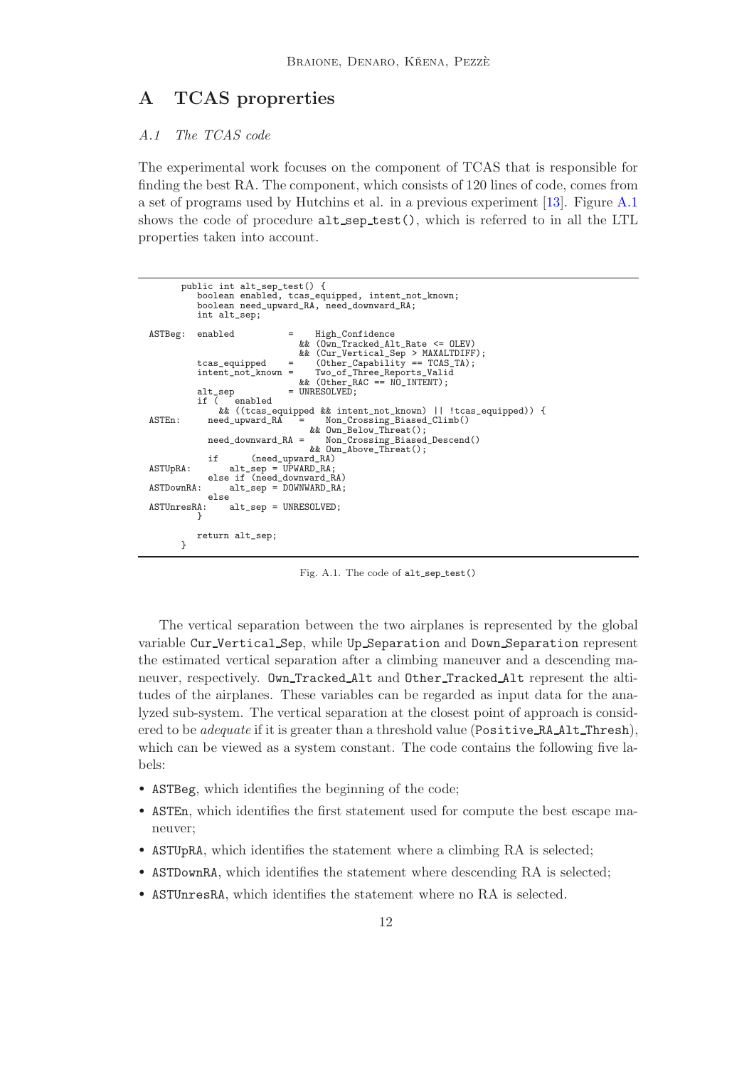# A TCAS proprerties

### *A.1 The TCAS code*

The experimental work focuses on the component of TCAS that is responsible for finding the best RA. The component, which consists of 120 lines of code, comes from a set of programs used by Hutchins et al. in a previous experiment [13]. Figure A.1 shows the code of procedure `alt_sep_test()`, which is referred to in all the LTL properties taken into account.

```
       public int alt_sep_test() {
          boolean enabled, tcas_equipped, intent_not_known;
          boolean need_upward_RA, need_downward_RA;
          int alt_sep;

ASTBeg:   enabled          =    High_Confidence
                             && (Own_Tracked_Alt_Rate <= OLEV)
                             && (Cur_Vertical_Sep > MAXALTDIFF);
          tcas_equipped    =    (Other_Capability == TCAS_TA);
          intent_not_known =    Two_of_Three_Reports_Valid
                             && (Other_RAC == NO_INTENT);
          alt_sep          = UNRESOLVED;
          if (   enabled
              && ((tcas_equipped && intent_not_known) || !tcas_equipped)) {
ASTEn:      need_upward_RA   =    Non_Crossing_Biased_Climb()
                               && Own_Below_Threat();
            need_downward_RA =    Non_Crossing_Biased_Descend()
                               && Own_Above_Threat();
            if      (need_upward_RA)
ASTUpRA:        alt_sep = UPWARD_RA;
            else if (need_downward_RA)
ASTDownRA:      alt_sep = DOWNWARD_RA;
            else
ASTUnresRA:     alt_sep = UNRESOLVED;
          }

          return alt_sep;
       }
```

Fig. A.1. The code of `alt_sep_test()`

The vertical separation between the two airplanes is represented by the global variable `Cur_Vertical_Sep`, while `Up_Separation` and `Down_Separation` represent the estimated vertical separation after a climbing maneuver and a descending maneuver, respectively. `Own_Tracked_Alt` and `Other_Tracked_Alt` represent the altitudes of the airplanes. These variables can be regarded as input data for the analyzed sub-system. The vertical separation at the closest point of approach is considered to be *adequate* if it is greater than a threshold value (`Positive_RA_Alt_Thresh`), which can be viewed as a system constant. The code contains the following five labels:

- `ASTBeg`, which identifies the beginning of the code;
- `ASTEn`, which identifies the first statement used for compute the best escape maneuver;
- `ASTUpRA`, which identifies the statement where a climbing RA is selected;
- `ASTDownRA`, which identifies the statement where descending RA is selected;
- `ASTUnresRA`, which identifies the statement where no RA is selected.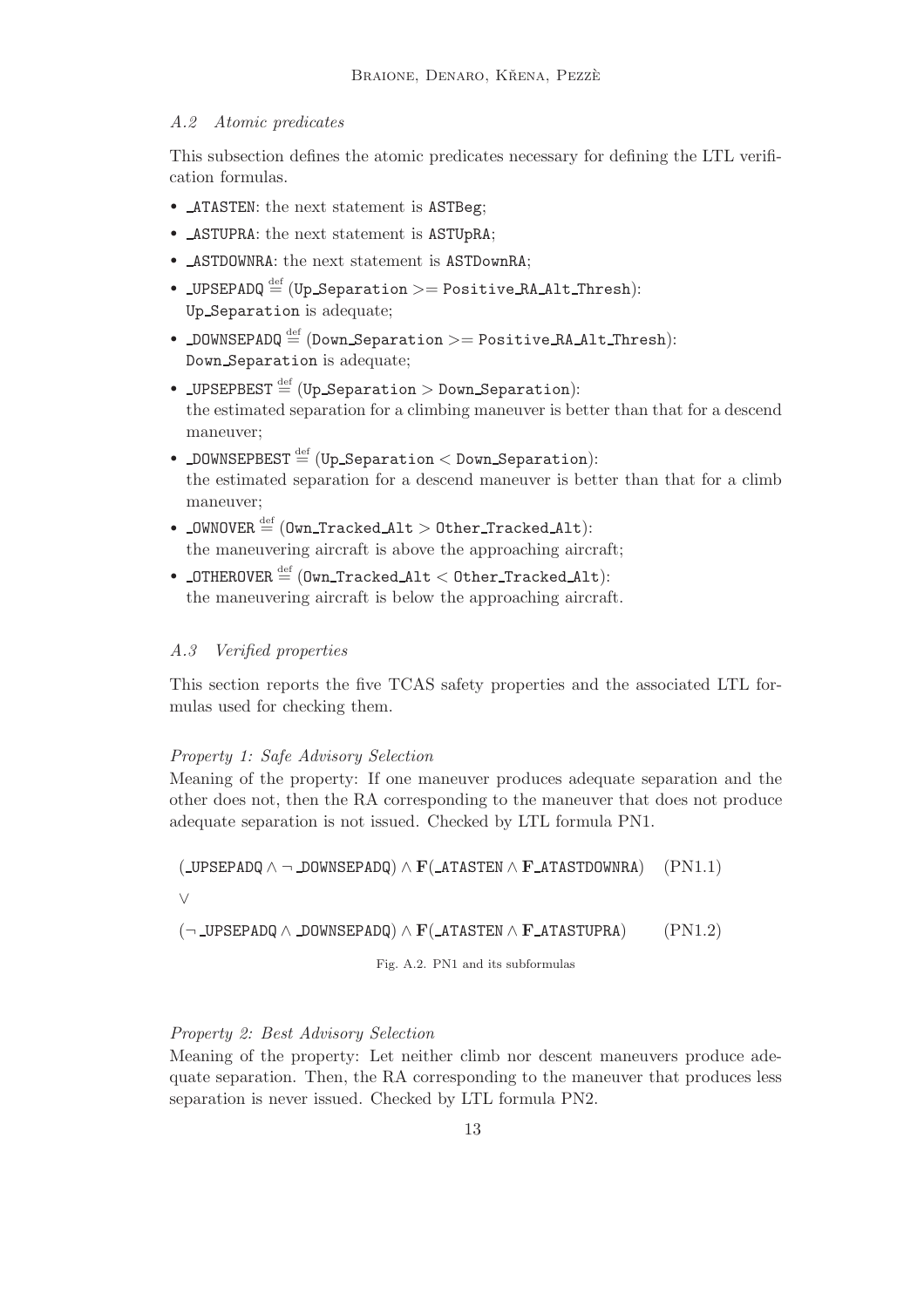### A.2 Atomic predicates

This subsection defines the atomic predicates necessary for defining the LTL verification formulas.

- `_ATASTEN`: the next statement is `ASTBeg`;
- `_ASTUPRA`: the next statement is `ASTUpRA`;
- `_ASTDOWNRA`: the next statement is `ASTDownRA`;
- `_UPSEPADQ` $\stackrel{\text{def}}{=}$ (`Up_Separation >= Positive_RA_Alt_Thresh`): `Up_Separation` is adequate;
- `_DOWNSEPADQ` $\stackrel{\text{def}}{=}$ (`Down_Separation >= Positive_RA_Alt_Thresh`): `Down_Separation` is adequate;
- `_UPSEPBEST` $\stackrel{\text{def}}{=}$ (`Up_Separation > Down_Separation`): the estimated separation for a climbing maneuver is better than that for a descend maneuver;
- `_DOWNSEPBEST` $\stackrel{\text{def}}{=}$ (`Up_Separation < Down_Separation`): the estimated separation for a descend maneuver is better than that for a climb maneuver;
- `_OWNOVER` $\stackrel{\text{def}}{=}$ (`Own_Tracked_Alt > Other_Tracked_Alt`): the maneuvering aircraft is above the approaching aircraft;
- `_OTHEROVER` $\stackrel{\text{def}}{=}$ (`Own_Tracked_Alt < Other_Tracked_Alt`): the maneuvering aircraft is below the approaching aircraft.

### A.3 Verified properties

This section reports the five TCAS safety properties and the associated LTL formulas used for checking them.

*Property 1: Safe Advisory Selection*

Meaning of the property: If one maneuver produces adequate separation and the other does not, then the RA corresponding to the maneuver that does not produce adequate separation is not issued. Checked by LTL formula PN1.

$$(\texttt{\_UPSEPADQ} \wedge \neg\, \texttt{\_DOWNSEPADQ}) \wedge \mathbf{F}(\texttt{\_ATASTEN} \wedge \mathbf{F}\, \texttt{\_ATASTDOWNRA}) \quad \text{(PN1.1)}$$

$$\vee$$

$$(\neg\, \texttt{\_UPSEPADQ} \wedge \texttt{\_DOWNSEPADQ}) \wedge \mathbf{F}(\texttt{\_ATASTEN} \wedge \mathbf{F}\, \texttt{\_ATASTUPRA}) \quad \text{(PN1.2)}$$

Fig. A.2. PN1 and its subformulas

*Property 2: Best Advisory Selection*

Meaning of the property: Let neither climb nor descent maneuvers produce adequate separation. Then, the RA corresponding to the maneuver that produces less separation is never issued. Checked by LTL formula PN2.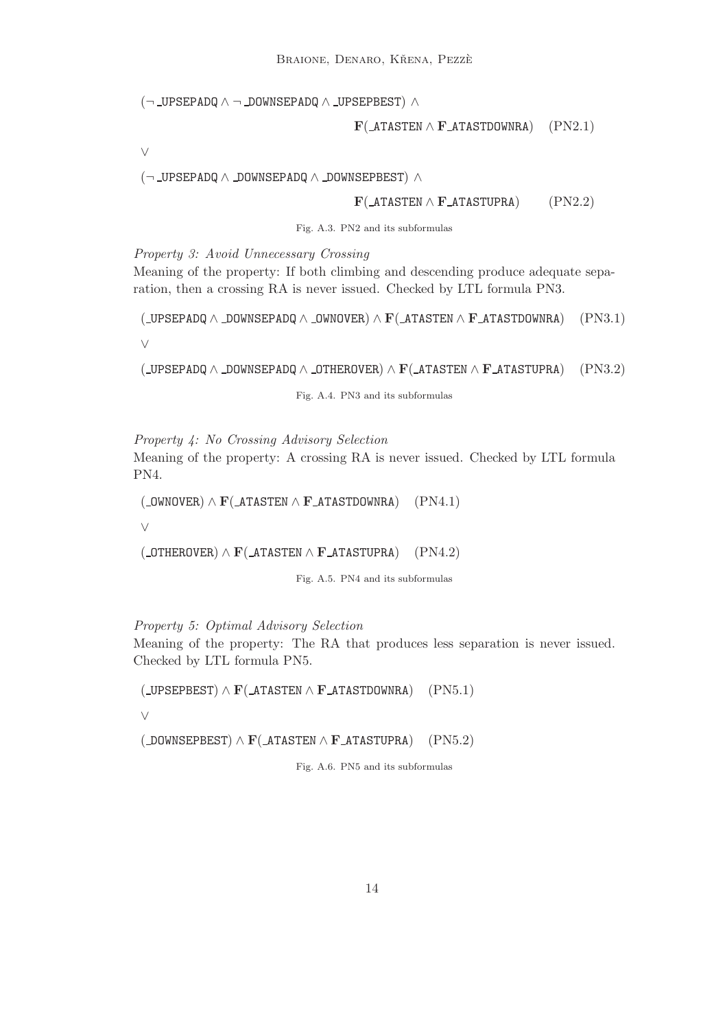$$(\neg \texttt{\_UPSEPADQ} \wedge \neg \texttt{\_DOWNSEPADQ} \wedge \texttt{\_UPSEPBEST}) \wedge \mathbf{F}(\texttt{\_ATASTEN} \wedge \mathbf{F}\,\texttt{\_ATASTDOWNRA}) \quad \text{(PN2.1)}$$

$$\vee$$

$$(\neg \texttt{\_UPSEPADQ} \wedge \texttt{\_DOWNSEPADQ} \wedge \texttt{\_DOWNSEPBEST}) \wedge \mathbf{F}(\texttt{\_ATASTEN} \wedge \mathbf{F}\,\texttt{\_ATASTUPRA}) \quad \text{(PN2.2)}$$

Fig. A.3. PN2 and its subformulas

*Property 3: Avoid Unnecessary Crossing*

Meaning of the property: If both climbing and descending produce adequate separation, then a crossing RA is never issued. Checked by LTL formula PN3.

$$(\texttt{\_UPSEPADQ} \wedge \texttt{\_DOWNSEPADQ} \wedge \texttt{\_OWNOVER}) \wedge \mathbf{F}(\texttt{\_ATASTEN} \wedge \mathbf{F}\,\texttt{\_ATASTDOWNRA}) \quad \text{(PN3.1)}$$

$$\vee$$

$$(\texttt{\_UPSEPADQ} \wedge \texttt{\_DOWNSEPADQ} \wedge \texttt{\_OTHEROVER}) \wedge \mathbf{F}(\texttt{\_ATASTEN} \wedge \mathbf{F}\,\texttt{\_ATASTUPRA}) \quad \text{(PN3.2)}$$

Fig. A.4. PN3 and its subformulas

*Property 4: No Crossing Advisory Selection*

Meaning of the property: A crossing RA is never issued. Checked by LTL formula PN4.

$$(\texttt{\_OWNOVER}) \wedge \mathbf{F}(\texttt{\_ATASTEN} \wedge \mathbf{F}\,\texttt{\_ATASTDOWNRA}) \quad \text{(PN4.1)}$$

$$\vee$$

$$(\texttt{\_OTHEROVER}) \wedge \mathbf{F}(\texttt{\_ATASTEN} \wedge \mathbf{F}\,\texttt{\_ATASTUPRA}) \quad \text{(PN4.2)}$$

Fig. A.5. PN4 and its subformulas

*Property 5: Optimal Advisory Selection*

Meaning of the property: The RA that produces less separation is never issued. Checked by LTL formula PN5.

$$(\texttt{\_UPSEPBEST}) \wedge \mathbf{F}(\texttt{\_ATASTEN} \wedge \mathbf{F}\,\texttt{\_ATASTDOWNRA}) \quad \text{(PN5.1)}$$

$$\vee$$

$$(\texttt{\_DOWNSEPBEST}) \wedge \mathbf{F}(\texttt{\_ATASTEN} \wedge \mathbf{F}\,\texttt{\_ATASTUPRA}) \quad \text{(PN5.2)}$$

Fig. A.6. PN5 and its subformulas